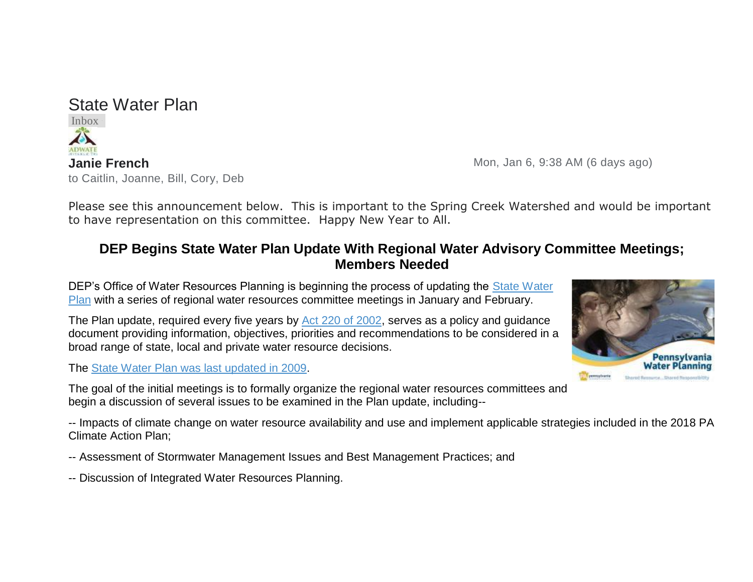# State Water Plan

Inbox

**Janie French**

to Caitlin, Joanne, Bill, Cory, Deb

Mon, Jan 6, 9:38 AM (6 days ago)

Please see this announcement below. This is important to the Spring Creek Watershed and would be important to have representation on this committee. Happy New Year to All.

## DEP Begins State Water Plan Update With Regional Water Advisory Committee Meetings; Members Needed

DEP's Office of Water Resources Planning is beginning the process of updating the State Water Plan with a series of regional water resources committee meetings in January and February.

The Plan update, required every five years by Act 220 of 2002, serves as a policy and guidance document providing information, objectives, priorities and recommendations to be considered in a broad range of state, local and private water resource decisions.

The State Water Plan was last updated in 2009.

The goal of the initial meetings is to formally organize the regional water resources committees and begin a discussion of several issues to be examined in the Plan update, including--

-- Impacts of climate change on water resource availability and use and implement applicable strategies included in the 2018 PA Climate Action Plan;

-- Assessment of Stormwater Management Issues and Best Management Practices; and

-- Discussion of Integrated Water Resources Planning.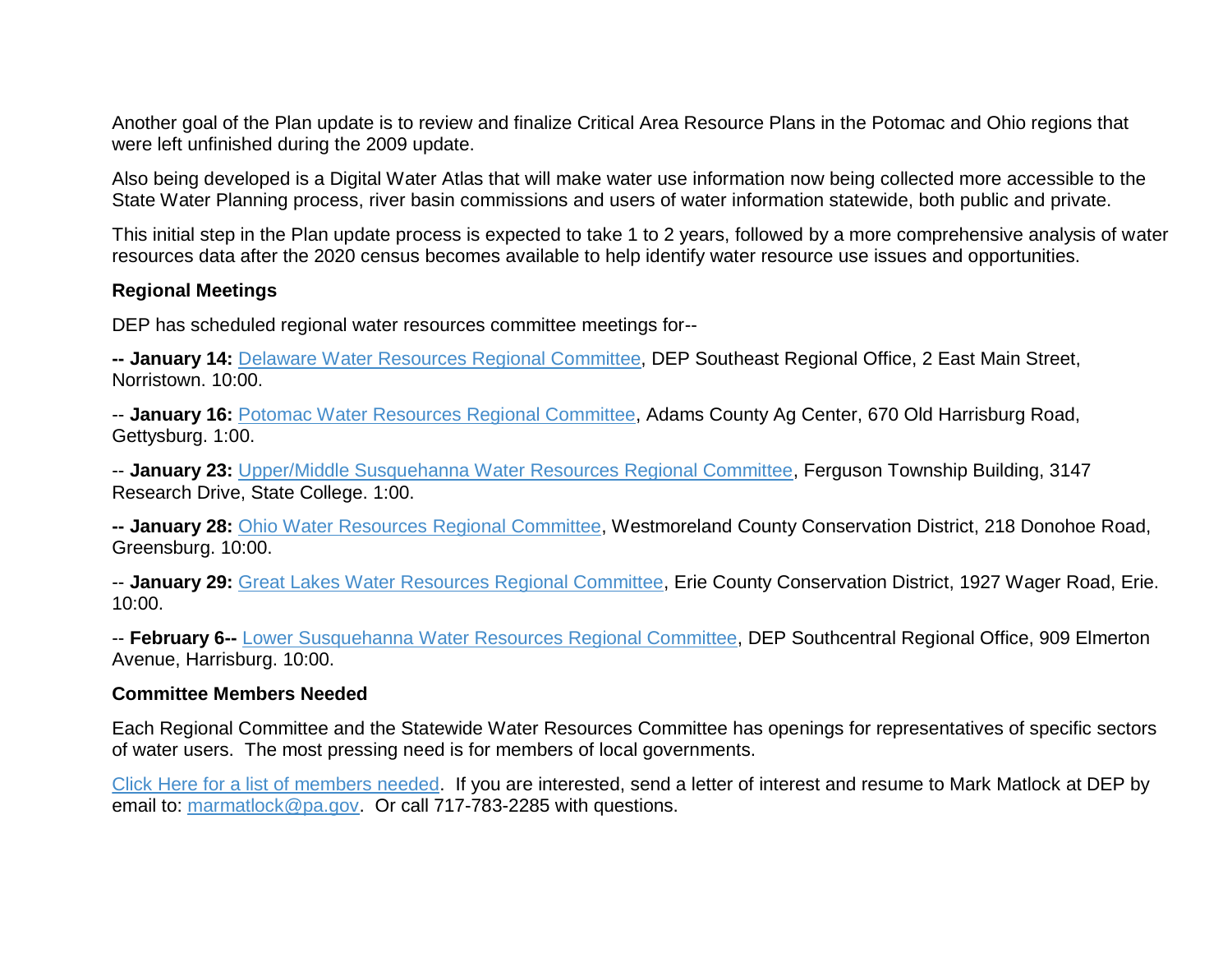Another goal of the Plan update is to review and finalize Critical Area Resource Plans in the Potomac and Ohio regions that were left unfinished during the 2009 update.

Also being developed is a Digital Water Atlas that will make water use information now being collected more accessible to the State Water Planning process, river basin commissions and users of water information statewide, both public and private.

This initial step in the Plan update process is expected to take 1 to 2 years, followed by a more comprehensive analysis of water resources data after the 2020 census becomes available to help identify water resource use issues and opportunities.

**Regional Meetings**

DEP has scheduled regional water resources committee meetings for--

**-- January 14:** Delaware Water Resources Regional Committee, DEP Southeast Regional Office, 2 East Main Street, Norristown. 10:00.

-- **January 16:** Potomac Water Resources Regional Committee, Adams County Ag Center, 670 Old Harrisburg Road, Gettysburg. 1:00.

-- **January 23:** Upper/Middle Susquehanna Water Resources Regional Committee, Ferguson Township Building, 3147 Research Drive, State College. 1:00.

**-- January 28:** Ohio Water Resources Regional Committee, Westmoreland County Conservation District, 218 Donohoe Road, Greensburg. 10:00.

-- **January 29:** Great Lakes Water Resources Regional Committee, Erie County Conservation District, 1927 Wager Road, Erie. 10:00.

-- **February 6--** Lower Susquehanna Water Resources Regional Committee, DEP Southcentral Regional Office, 909 Elmerton Avenue, Harrisburg. 10:00.

**Committee Members Needed**

Each Regional Committee and the Statewide Water Resources Committee has openings for representatives of specific sectors of water users. The most pressing need is for members of local governments.

Click Here for a list of members needed. If you are interested, send a letter of interest and resume to Mark Matlock at DEP by email to: marmatlock@pa.gov. Or call 717-783-2285 with questions.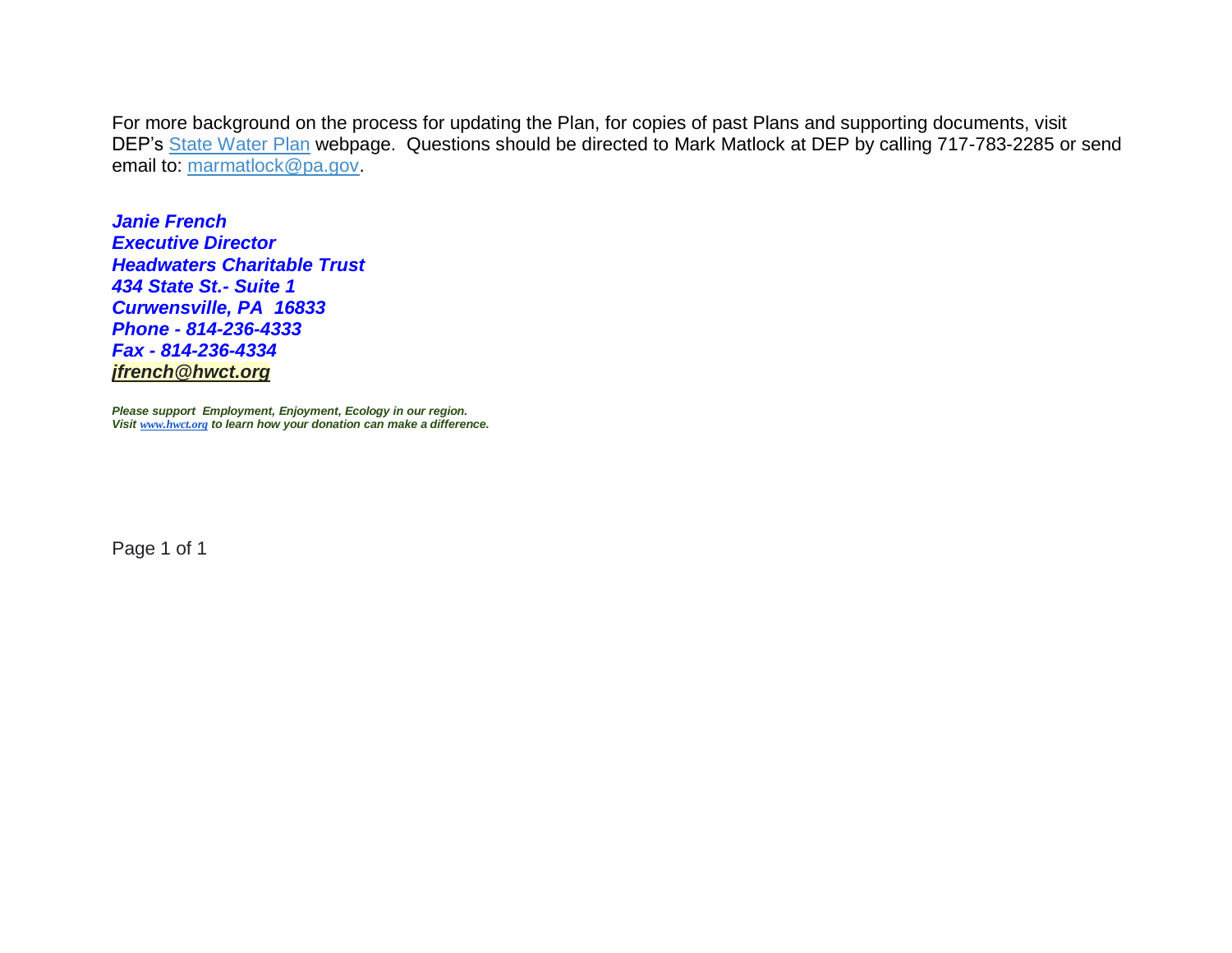For more background on the process for updating the Plan, for copies of past Plans and supporting documents, visit DEP's State Water Plan webpage. Questions should be directed to Mark Matlock at DEP by calling 717-783-2285 or send email to: marmatlock@pa.gov.

***Janie French***
***Executive Director***
***Headwaters Charitable Trust***
***434 State St.- Suite 1***
***Curwensville, PA 16833***
***Phone - 814-236-4333***
***Fax - 814-236-4334***
***jfrench@hwct.org***

***Please support Employment, Enjoyment, Ecology in our region.***
***Visit www.hwct.org to learn how your donation can make a difference.***